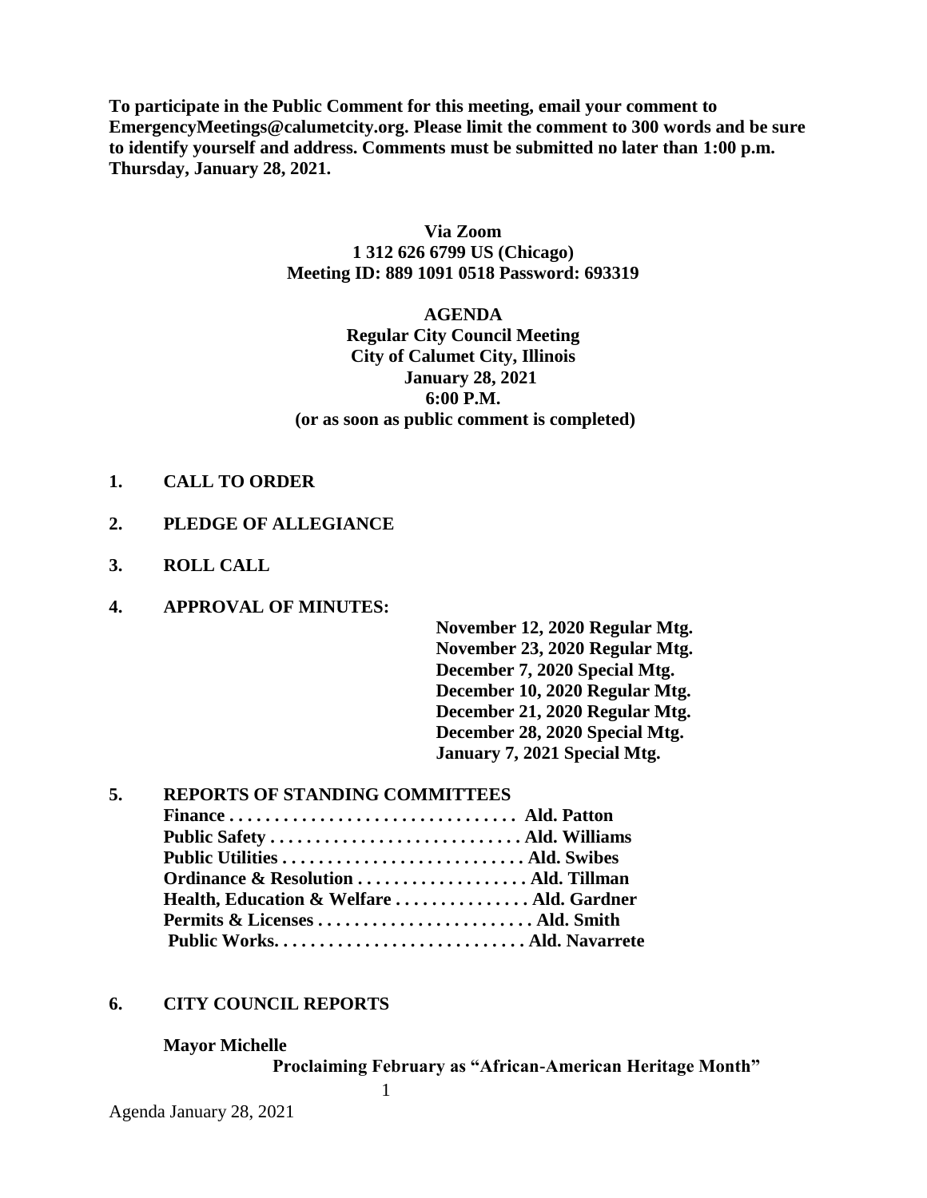**To participate in the Public Comment for this meeting, email your comment to EmergencyMeetings@calumetcity.org. Please limit the comment to 300 words and be sure to identify yourself and address. Comments must be submitted no later than 1:00 p.m. Thursday, January 28, 2021.**

**Via Zoom**
**1 312 626 6799 US (Chicago)**
**Meeting ID: 889 1091 0518 Password: 693319**

**AGENDA**
**Regular City Council Meeting**
**City of Calumet City, Illinois**
**January 28, 2021**
**6:00 P.M.**
**(or as soon as public comment is completed)**

**1. CALL TO ORDER**

**2. PLEDGE OF ALLEGIANCE**

**3. ROLL CALL**

**4. APPROVAL OF MINUTES:**

- **November 12, 2020 Regular Mtg.**
- **November 23, 2020 Regular Mtg.**
- **December 7, 2020 Special Mtg.**
- **December 10, 2020 Regular Mtg.**
- **December 21, 2020 Regular Mtg.**
- **December 28, 2020 Special Mtg.**
- **January 7, 2021 Special Mtg.**

**5. REPORTS OF STANDING COMMITTEES**

**Finance . . . . . . . . . . . . . . . . . . . . . . . . . . . . . . . . Ald. Patton**
**Public Safety . . . . . . . . . . . . . . . . . . . . . . . . . . . . Ald. Williams**
**Public Utilities . . . . . . . . . . . . . . . . . . . . . . . . . . . Ald. Swibes**
**Ordinance & Resolution . . . . . . . . . . . . . . . . . . . Ald. Tillman**
**Health, Education & Welfare . . . . . . . . . . . . . . . Ald. Gardner**
**Permits & Licenses . . . . . . . . . . . . . . . . . . . . . . . Ald. Smith**
**Public Works. . . . . . . . . . . . . . . . . . . . . . . . . . . . Ald. Navarrete**

**6. CITY COUNCIL REPORTS**

**Mayor Michelle**

**Proclaiming February as "African-American Heritage Month"**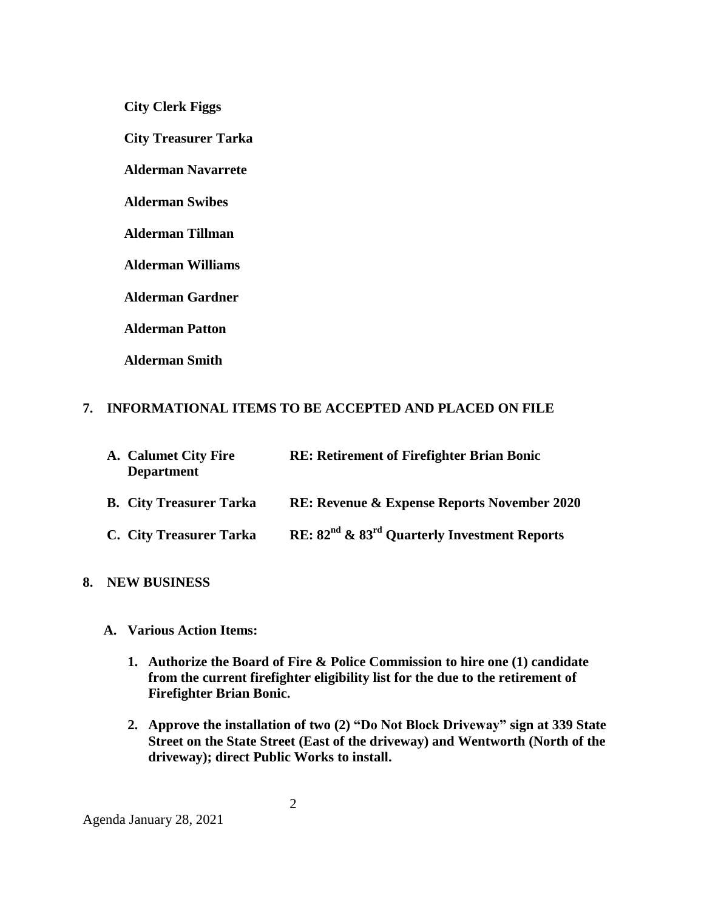**City Clerk Figgs**

**City Treasurer Tarka**

**Alderman Navarrete**

**Alderman Swibes**

**Alderman Tillman**

**Alderman Williams**

**Alderman Gardner**

**Alderman Patton**

**Alderman Smith**

## 7. INFORMATIONAL ITEMS TO BE ACCEPTED AND PLACED ON FILE

| | |
|---|---|
| **A. Calumet City Fire Department** | **RE: Retirement of Firefighter Brian Bonic** |
| **B. City Treasurer Tarka** | **RE: Revenue & Expense Reports November 2020** |
| **C. City Treasurer Tarka** | **RE: 82nd & 83rd Quarterly Investment Reports** |

## 8. NEW BUSINESS

**A. Various Action Items:**

1. **Authorize the Board of Fire & Police Commission to hire one (1) candidate from the current firefighter eligibility list for the due to the retirement of Firefighter Brian Bonic.**

2. **Approve the installation of two (2) "Do Not Block Driveway" sign at 339 State Street on the State Street (East of the driveway) and Wentworth (North of the driveway); direct Public Works to install.**

Agenda January 28, 2021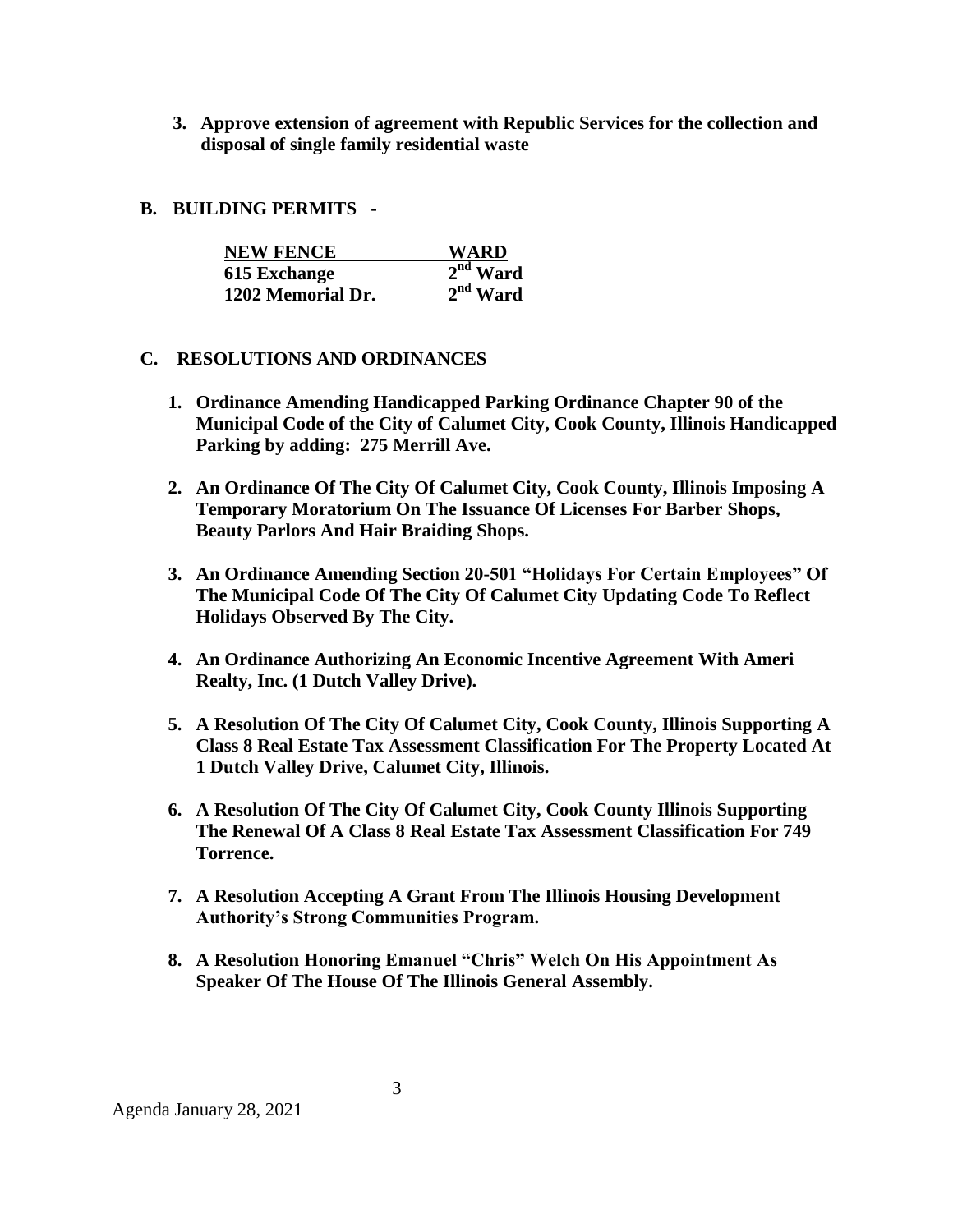3. **Approve extension of agreement with Republic Services for the collection and disposal of single family residential waste**

**B. BUILDING PERMITS -**

| NEW FENCE | WARD |
|---|---|
| **615 Exchange** | **$2^{nd}$ Ward** |
| **1202 Memorial Dr.** | **$2^{nd}$ Ward** |

**C. RESOLUTIONS AND ORDINANCES**

1. **Ordinance Amending Handicapped Parking Ordinance Chapter 90 of the Municipal Code of the City of Calumet City, Cook County, Illinois Handicapped Parking by adding: 275 Merrill Ave.**

2. **An Ordinance Of The City Of Calumet City, Cook County, Illinois Imposing A Temporary Moratorium On The Issuance Of Licenses For Barber Shops, Beauty Parlors And Hair Braiding Shops.**

3. **An Ordinance Amending Section 20-501 "Holidays For Certain Employees" Of The Municipal Code Of The City Of Calumet City Updating Code To Reflect Holidays Observed By The City.**

4. **An Ordinance Authorizing An Economic Incentive Agreement With Ameri Realty, Inc. (1 Dutch Valley Drive).**

5. **A Resolution Of The City Of Calumet City, Cook County, Illinois Supporting A Class 8 Real Estate Tax Assessment Classification For The Property Located At 1 Dutch Valley Drive, Calumet City, Illinois.**

6. **A Resolution Of The City Of Calumet City, Cook County Illinois Supporting The Renewal Of A Class 8 Real Estate Tax Assessment Classification For 749 Torrence.**

7. **A Resolution Accepting A Grant From The Illinois Housing Development Authority's Strong Communities Program.**

8. **A Resolution Honoring Emanuel "Chris" Welch On His Appointment As Speaker Of The House Of The Illinois General Assembly.**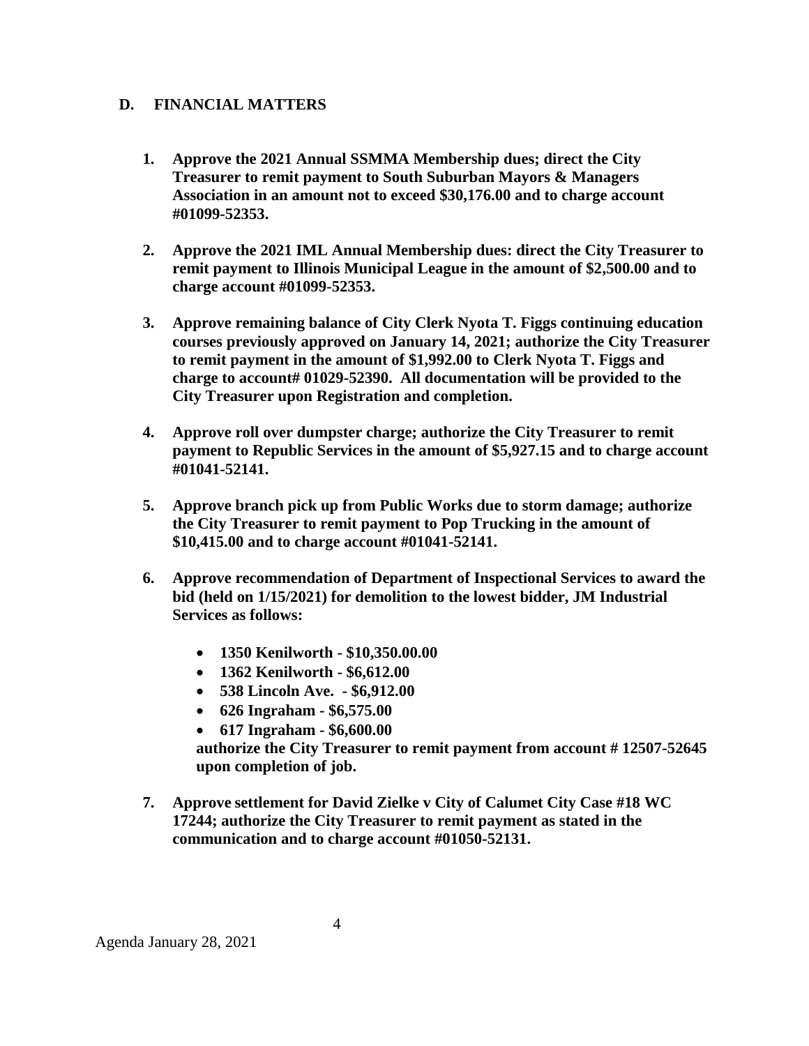## D. FINANCIAL MATTERS

1. **Approve the 2021 Annual SSMMA Membership dues; direct the City Treasurer to remit payment to South Suburban Mayors & Managers Association in an amount not to exceed $30,176.00 and to charge account #01099-52353.**

2. **Approve the 2021 IML Annual Membership dues: direct the City Treasurer to remit payment to Illinois Municipal League in the amount of $2,500.00 and to charge account #01099-52353.**

3. **Approve remaining balance of City Clerk Nyota T. Figgs continuing education courses previously approved on January 14, 2021; authorize the City Treasurer to remit payment in the amount of $1,992.00 to Clerk Nyota T. Figgs and charge to account# 01029-52390. All documentation will be provided to the City Treasurer upon Registration and completion.**

4. **Approve roll over dumpster charge; authorize the City Treasurer to remit payment to Republic Services in the amount of $5,927.15 and to charge account #01041-52141.**

5. **Approve branch pick up from Public Works due to storm damage; authorize the City Treasurer to remit payment to Pop Trucking in the amount of $10,415.00 and to charge account #01041-52141.**

6. **Approve recommendation of Department of Inspectional Services to award the bid (held on 1/15/2021) for demolition to the lowest bidder, JM Industrial Services as follows:**

   - **1350 Kenilworth - $10,350.00.00**
   - **1362 Kenilworth - $6,612.00**
   - **538 Lincoln Ave. - $6,912.00**
   - **626 Ingraham - $6,575.00**
   - **617 Ingraham - $6,600.00**

   **authorize the City Treasurer to remit payment from account # 12507-52645 upon completion of job.**

7. **Approve settlement for David Zielke v City of Calumet City Case #18 WC 17244; authorize the City Treasurer to remit payment as stated in the communication and to charge account #01050-52131.**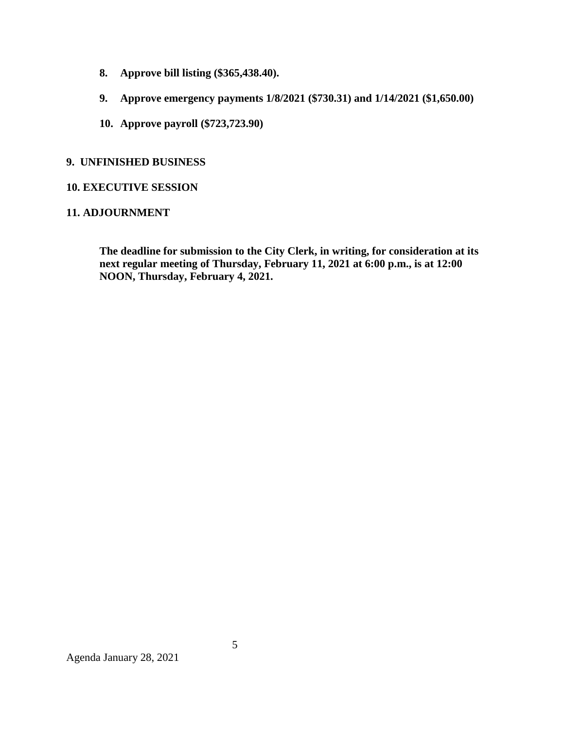8. **Approve bill listing ($365,438.40).**

9. **Approve emergency payments 1/8/2021 ($730.31) and 1/14/2021 ($1,650.00)**

10. **Approve payroll ($723,723.90)**

**9. UNFINISHED BUSINESS**

**10. EXECUTIVE SESSION**

**11. ADJOURNMENT**

**The deadline for submission to the City Clerk, in writing, for consideration at its next regular meeting of Thursday, February 11, 2021 at 6:00 p.m., is at 12:00 NOON, Thursday, February 4, 2021.**